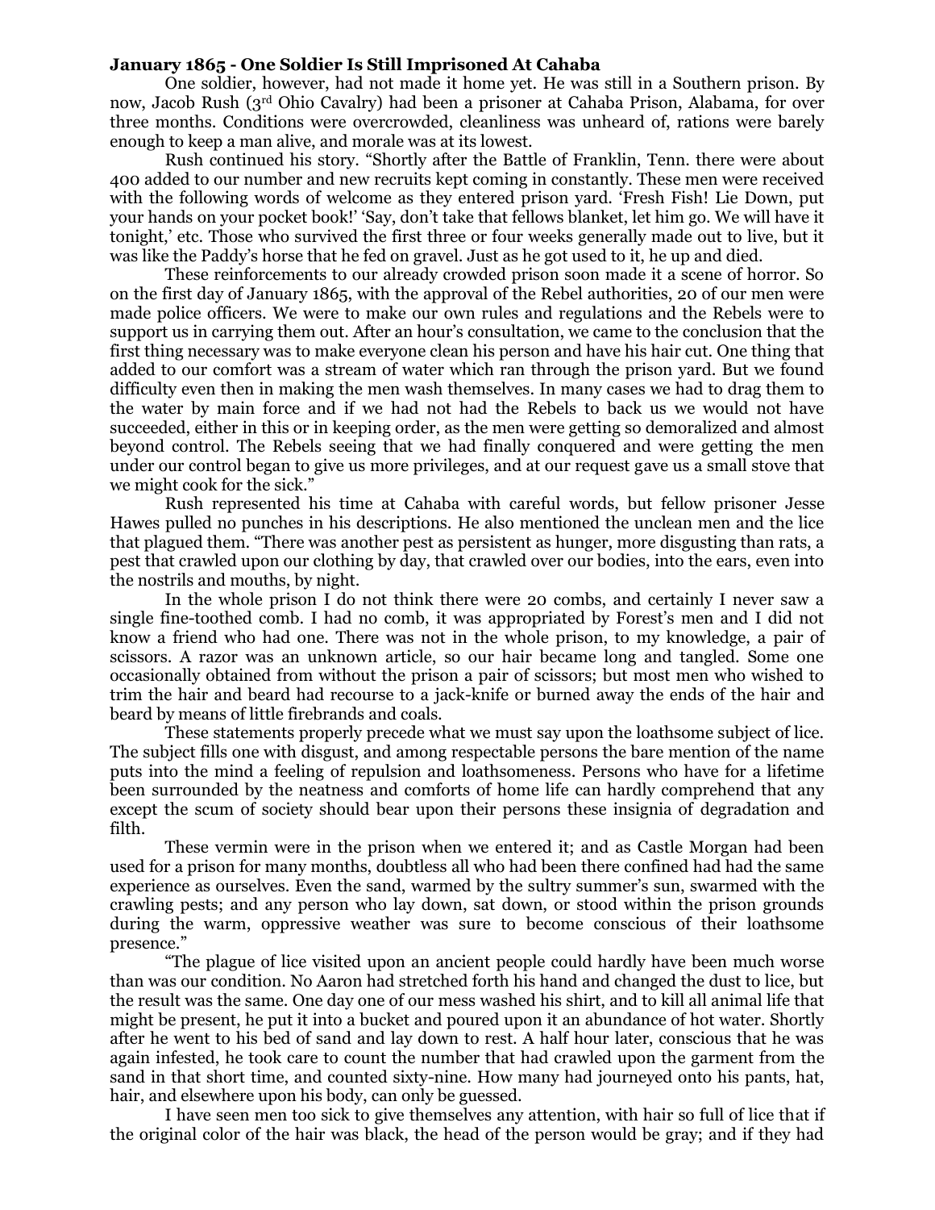**January 1865 - One Soldier Is Still Imprisoned At Cahaba**

One soldier, however, had not made it home yet. He was still in a Southern prison. By now, Jacob Rush (3rd Ohio Cavalry) had been a prisoner at Cahaba Prison, Alabama, for over three months. Conditions were overcrowded, cleanliness was unheard of, rations were barely enough to keep a man alive, and morale was at its lowest.

Rush continued his story. "Shortly after the Battle of Franklin, Tenn. there were about 400 added to our number and new recruits kept coming in constantly. These men were received with the following words of welcome as they entered prison yard. 'Fresh Fish! Lie Down, put your hands on your pocket book!' 'Say, don't take that fellows blanket, let him go. We will have it tonight,' etc. Those who survived the first three or four weeks generally made out to live, but it was like the Paddy's horse that he fed on gravel. Just as he got used to it, he up and died.

These reinforcements to our already crowded prison soon made it a scene of horror. So on the first day of January 1865, with the approval of the Rebel authorities, 20 of our men were made police officers. We were to make our own rules and regulations and the Rebels were to support us in carrying them out. After an hour's consultation, we came to the conclusion that the first thing necessary was to make everyone clean his person and have his hair cut. One thing that added to our comfort was a stream of water which ran through the prison yard. But we found difficulty even then in making the men wash themselves. In many cases we had to drag them to the water by main force and if we had not had the Rebels to back us we would not have succeeded, either in this or in keeping order, as the men were getting so demoralized and almost beyond control. The Rebels seeing that we had finally conquered and were getting the men under our control began to give us more privileges, and at our request gave us a small stove that we might cook for the sick."

Rush represented his time at Cahaba with careful words, but fellow prisoner Jesse Hawes pulled no punches in his descriptions. He also mentioned the unclean men and the lice that plagued them. "There was another pest as persistent as hunger, more disgusting than rats, a pest that crawled upon our clothing by day, that crawled over our bodies, into the ears, even into the nostrils and mouths, by night.

In the whole prison I do not think there were 20 combs, and certainly I never saw a single fine-toothed comb. I had no comb, it was appropriated by Forest's men and I did not know a friend who had one. There was not in the whole prison, to my knowledge, a pair of scissors. A razor was an unknown article, so our hair became long and tangled. Some one occasionally obtained from without the prison a pair of scissors; but most men who wished to trim the hair and beard had recourse to a jack-knife or burned away the ends of the hair and beard by means of little firebrands and coals.

These statements properly precede what we must say upon the loathsome subject of lice. The subject fills one with disgust, and among respectable persons the bare mention of the name puts into the mind a feeling of repulsion and loathsomeness. Persons who have for a lifetime been surrounded by the neatness and comforts of home life can hardly comprehend that any except the scum of society should bear upon their persons these insignia of degradation and filth.

These vermin were in the prison when we entered it; and as Castle Morgan had been used for a prison for many months, doubtless all who had been there confined had had the same experience as ourselves. Even the sand, warmed by the sultry summer's sun, swarmed with the crawling pests; and any person who lay down, sat down, or stood within the prison grounds during the warm, oppressive weather was sure to become conscious of their loathsome presence."

"The plague of lice visited upon an ancient people could hardly have been much worse than was our condition. No Aaron had stretched forth his hand and changed the dust to lice, but the result was the same. One day one of our mess washed his shirt, and to kill all animal life that might be present, he put it into a bucket and poured upon it an abundance of hot water. Shortly after he went to his bed of sand and lay down to rest. A half hour later, conscious that he was again infested, he took care to count the number that had crawled upon the garment from the sand in that short time, and counted sixty-nine. How many had journeyed onto his pants, hat, hair, and elsewhere upon his body, can only be guessed.

I have seen men too sick to give themselves any attention, with hair so full of lice that if the original color of the hair was black, the head of the person would be gray; and if they had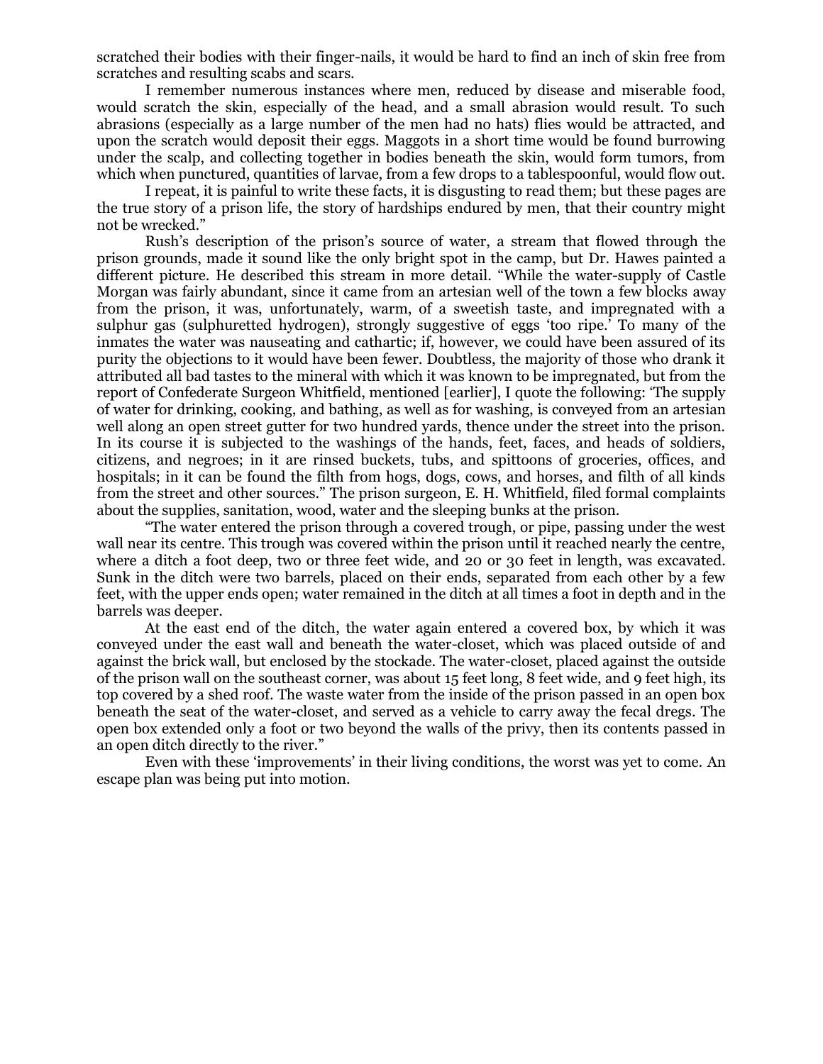scratched their bodies with their finger-nails, it would be hard to find an inch of skin free from scratches and resulting scabs and scars.

I remember numerous instances where men, reduced by disease and miserable food, would scratch the skin, especially of the head, and a small abrasion would result. To such abrasions (especially as a large number of the men had no hats) flies would be attracted, and upon the scratch would deposit their eggs. Maggots in a short time would be found burrowing under the scalp, and collecting together in bodies beneath the skin, would form tumors, from which when punctured, quantities of larvae, from a few drops to a tablespoonful, would flow out.

I repeat, it is painful to write these facts, it is disgusting to read them; but these pages are the true story of a prison life, the story of hardships endured by men, that their country might not be wrecked."

Rush's description of the prison's source of water, a stream that flowed through the prison grounds, made it sound like the only bright spot in the camp, but Dr. Hawes painted a different picture. He described this stream in more detail. "While the water-supply of Castle Morgan was fairly abundant, since it came from an artesian well of the town a few blocks away from the prison, it was, unfortunately, warm, of a sweetish taste, and impregnated with a sulphur gas (sulphuretted hydrogen), strongly suggestive of eggs 'too ripe.' To many of the inmates the water was nauseating and cathartic; if, however, we could have been assured of its purity the objections to it would have been fewer. Doubtless, the majority of those who drank it attributed all bad tastes to the mineral with which it was known to be impregnated, but from the report of Confederate Surgeon Whitfield, mentioned [earlier], I quote the following: 'The supply of water for drinking, cooking, and bathing, as well as for washing, is conveyed from an artesian well along an open street gutter for two hundred yards, thence under the street into the prison. In its course it is subjected to the washings of the hands, feet, faces, and heads of soldiers, citizens, and negroes; in it are rinsed buckets, tubs, and spittoons of groceries, offices, and hospitals; in it can be found the filth from hogs, dogs, cows, and horses, and filth of all kinds from the street and other sources." The prison surgeon, E. H. Whitfield, filed formal complaints about the supplies, sanitation, wood, water and the sleeping bunks at the prison.

"The water entered the prison through a covered trough, or pipe, passing under the west wall near its centre. This trough was covered within the prison until it reached nearly the centre, where a ditch a foot deep, two or three feet wide, and 20 or 30 feet in length, was excavated. Sunk in the ditch were two barrels, placed on their ends, separated from each other by a few feet, with the upper ends open; water remained in the ditch at all times a foot in depth and in the barrels was deeper.

At the east end of the ditch, the water again entered a covered box, by which it was conveyed under the east wall and beneath the water-closet, which was placed outside of and against the brick wall, but enclosed by the stockade. The water-closet, placed against the outside of the prison wall on the southeast corner, was about 15 feet long, 8 feet wide, and 9 feet high, its top covered by a shed roof. The waste water from the inside of the prison passed in an open box beneath the seat of the water-closet, and served as a vehicle to carry away the fecal dregs. The open box extended only a foot or two beyond the walls of the privy, then its contents passed in an open ditch directly to the river."

Even with these 'improvements' in their living conditions, the worst was yet to come. An escape plan was being put into motion.